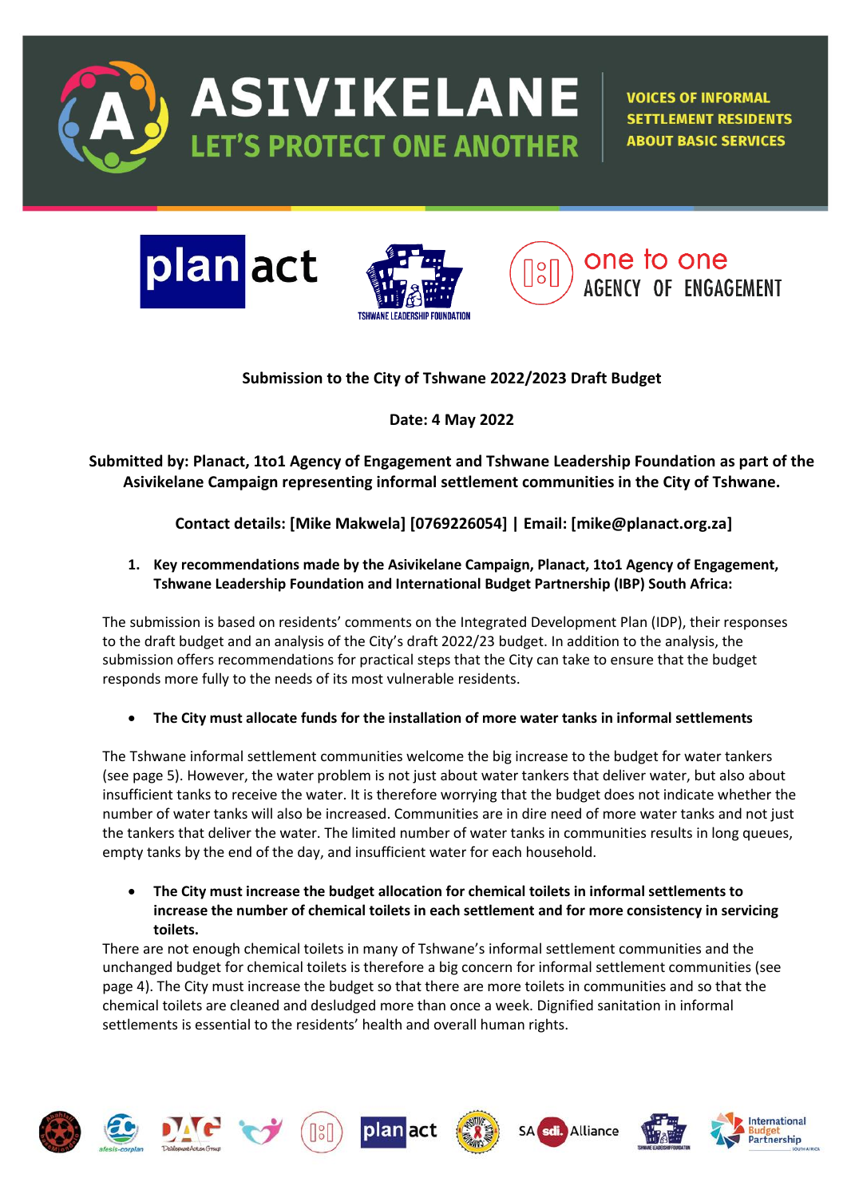# ASIVIKELANE
## LET'S PROTECT ONE ANOTHER

VOICES OF INFORMAL SETTLEMENT RESIDENTS ABOUT BASIC SERVICES

**Submission to the City of Tshwane 2022/2023 Draft Budget**

**Date: 4 May 2022**

**Submitted by: Planact, 1to1 Agency of Engagement and Tshwane Leadership Foundation as part of the Asivikelane Campaign representing informal settlement communities in the City of Tshwane.**

**Contact details: [Mike Makwela] [0769226054] | Email: [mike@planact.org.za]**

1. **Key recommendations made by the Asivikelane Campaign, Planact, 1to1 Agency of Engagement, Tshwane Leadership Foundation and International Budget Partnership (IBP) South Africa:**

The submission is based on residents' comments on the Integrated Development Plan (IDP), their responses to the draft budget and an analysis of the City's draft 2022/23 budget. In addition to the analysis, the submission offers recommendations for practical steps that the City can take to ensure that the budget responds more fully to the needs of its most vulnerable residents.

- **The City must allocate funds for the installation of more water tanks in informal settlements**

The Tshwane informal settlement communities welcome the big increase to the budget for water tankers (see page 5). However, the water problem is not just about water tankers that deliver water, but also about insufficient tanks to receive the water. It is therefore worrying that the budget does not indicate whether the number of water tanks will also be increased. Communities are in dire need of more water tanks and not just the tankers that deliver the water. The limited number of water tanks in communities results in long queues, empty tanks by the end of the day, and insufficient water for each household.

- **The City must increase the budget allocation for chemical toilets in informal settlements to increase the number of chemical toilets in each settlement and for more consistency in servicing toilets.**

There are not enough chemical toilets in many of Tshwane's informal settlement communities and the unchanged budget for chemical toilets is therefore a big concern for informal settlement communities (see page 4). The City must increase the budget so that there are more toilets in communities and so that the chemical toilets are cleaned and desludged more than once a week. Dignified sanitation in informal settlements is essential to the residents' health and overall human rights.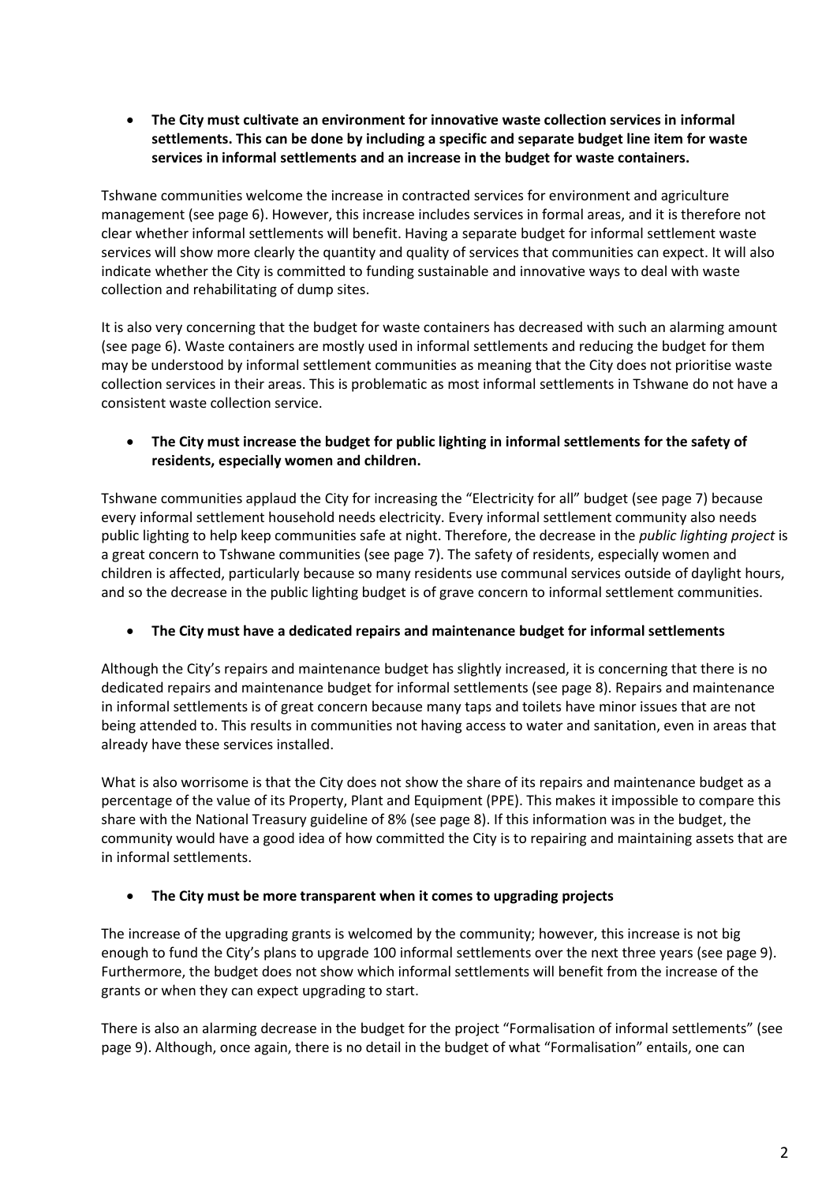- **The City must cultivate an environment for innovative waste collection services in informal settlements. This can be done by including a specific and separate budget line item for waste services in informal settlements and an increase in the budget for waste containers.**

Tshwane communities welcome the increase in contracted services for environment and agriculture management (see page 6). However, this increase includes services in formal areas, and it is therefore not clear whether informal settlements will benefit. Having a separate budget for informal settlement waste services will show more clearly the quantity and quality of services that communities can expect. It will also indicate whether the City is committed to funding sustainable and innovative ways to deal with waste collection and rehabilitating of dump sites.

It is also very concerning that the budget for waste containers has decreased with such an alarming amount (see page 6). Waste containers are mostly used in informal settlements and reducing the budget for them may be understood by informal settlement communities as meaning that the City does not prioritise waste collection services in their areas. This is problematic as most informal settlements in Tshwane do not have a consistent waste collection service.

- **The City must increase the budget for public lighting in informal settlements for the safety of residents, especially women and children.**

Tshwane communities applaud the City for increasing the "Electricity for all" budget (see page 7) because every informal settlement household needs electricity. Every informal settlement community also needs public lighting to help keep communities safe at night. Therefore, the decrease in the *public lighting project* is a great concern to Tshwane communities (see page 7). The safety of residents, especially women and children is affected, particularly because so many residents use communal services outside of daylight hours, and so the decrease in the public lighting budget is of grave concern to informal settlement communities.

- **The City must have a dedicated repairs and maintenance budget for informal settlements**

Although the City's repairs and maintenance budget has slightly increased, it is concerning that there is no dedicated repairs and maintenance budget for informal settlements (see page 8). Repairs and maintenance in informal settlements is of great concern because many taps and toilets have minor issues that are not being attended to. This results in communities not having access to water and sanitation, even in areas that already have these services installed.

What is also worrisome is that the City does not show the share of its repairs and maintenance budget as a percentage of the value of its Property, Plant and Equipment (PPE). This makes it impossible to compare this share with the National Treasury guideline of 8% (see page 8). If this information was in the budget, the community would have a good idea of how committed the City is to repairing and maintaining assets that are in informal settlements.

- **The City must be more transparent when it comes to upgrading projects**

The increase of the upgrading grants is welcomed by the community; however, this increase is not big enough to fund the City's plans to upgrade 100 informal settlements over the next three years (see page 9). Furthermore, the budget does not show which informal settlements will benefit from the increase of the grants or when they can expect upgrading to start.

There is also an alarming decrease in the budget for the project "Formalisation of informal settlements" (see page 9). Although, once again, there is no detail in the budget of what "Formalisation" entails, one can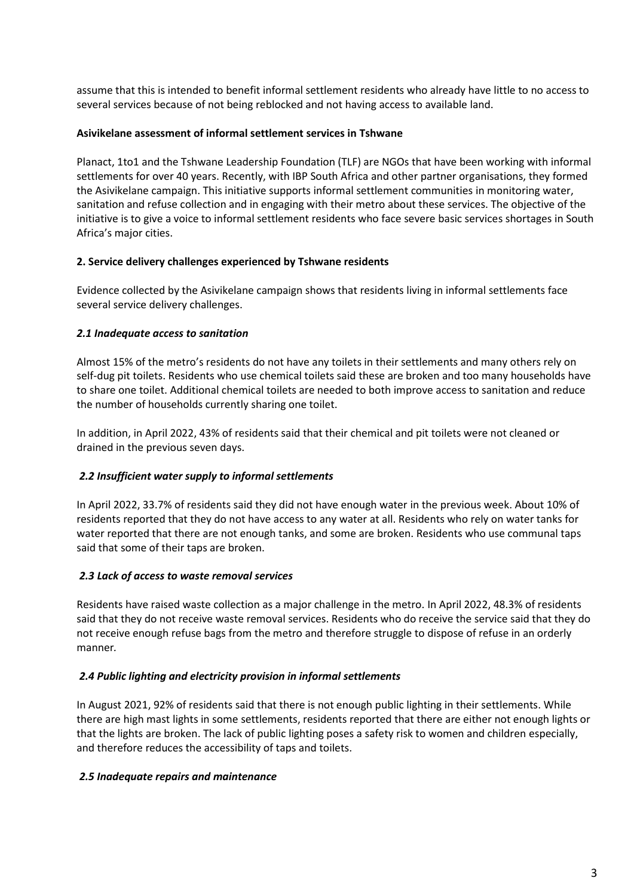assume that this is intended to benefit informal settlement residents who already have little to no access to several services because of not being reblocked and not having access to available land.

**Asivikelane assessment of informal settlement services in Tshwane**

Planact, 1to1 and the Tshwane Leadership Foundation (TLF) are NGOs that have been working with informal settlements for over 40 years. Recently, with IBP South Africa and other partner organisations, they formed the Asivikelane campaign. This initiative supports informal settlement communities in monitoring water, sanitation and refuse collection and in engaging with their metro about these services. The objective of the initiative is to give a voice to informal settlement residents who face severe basic services shortages in South Africa's major cities.

## 2. Service delivery challenges experienced by Tshwane residents

Evidence collected by the Asivikelane campaign shows that residents living in informal settlements face several service delivery challenges.

### *2.1 Inadequate access to sanitation*

Almost 15% of the metro's residents do not have any toilets in their settlements and many others rely on self-dug pit toilets. Residents who use chemical toilets said these are broken and too many households have to share one toilet. Additional chemical toilets are needed to both improve access to sanitation and reduce the number of households currently sharing one toilet.

In addition, in April 2022, 43% of residents said that their chemical and pit toilets were not cleaned or drained in the previous seven days.

### *2.2 Insufficient water supply to informal settlements*

In April 2022, 33.7% of residents said they did not have enough water in the previous week. About 10% of residents reported that they do not have access to any water at all. Residents who rely on water tanks for water reported that there are not enough tanks, and some are broken. Residents who use communal taps said that some of their taps are broken.

### *2.3 Lack of access to waste removal services*

Residents have raised waste collection as a major challenge in the metro. In April 2022, 48.3% of residents said that they do not receive waste removal services. Residents who do receive the service said that they do not receive enough refuse bags from the metro and therefore struggle to dispose of refuse in an orderly manner.

### *2.4 Public lighting and electricity provision in informal settlements*

In August 2021, 92% of residents said that there is not enough public lighting in their settlements. While there are high mast lights in some settlements, residents reported that there are either not enough lights or that the lights are broken. The lack of public lighting poses a safety risk to women and children especially, and therefore reduces the accessibility of taps and toilets.

### *2.5 Inadequate repairs and maintenance*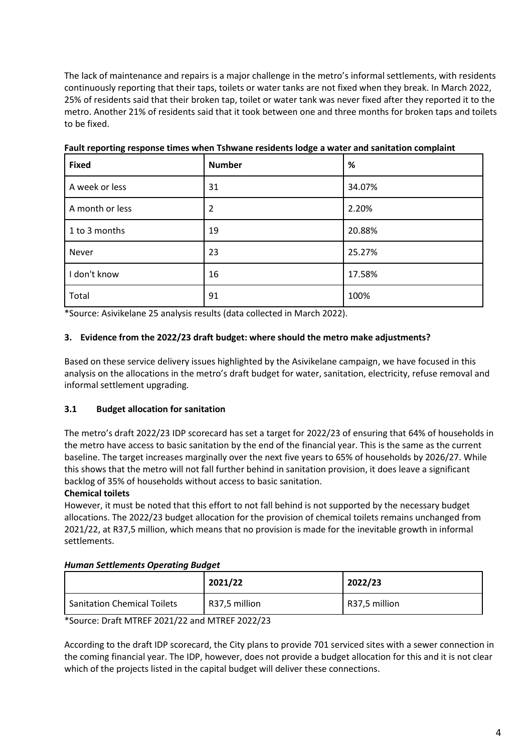The lack of maintenance and repairs is a major challenge in the metro's informal settlements, with residents continuously reporting that their taps, toilets or water tanks are not fixed when they break. In March 2022, 25% of residents said that their broken tap, toilet or water tank was never fixed after they reported it to the metro. Another 21% of residents said that it took between one and three months for broken taps and toilets to be fixed.

**Fault reporting response times when Tshwane residents lodge a water and sanitation complaint**

| Fixed | Number | % |
|---|---|---|
| A week or less | 31 | 34.07% |
| A month or less | 2 | 2.20% |
| 1 to 3 months | 19 | 20.88% |
| Never | 23 | 25.27% |
| I don't know | 16 | 17.58% |
| Total | 91 | 100% |

*Source: Asivikelane 25 analysis results (data collected in March 2022).

### 3. Evidence from the 2022/23 draft budget: where should the metro make adjustments?

Based on these service delivery issues highlighted by the Asivikelane campaign, we have focused in this analysis on the allocations in the metro's draft budget for water, sanitation, electricity, refuse removal and informal settlement upgrading.

#### 3.1 Budget allocation for sanitation

The metro's draft 2022/23 IDP scorecard has set a target for 2022/23 of ensuring that 64% of households in the metro have access to basic sanitation by the end of the financial year. This is the same as the current baseline. The target increases marginally over the next five years to 65% of households by 2026/27. While this shows that the metro will not fall further behind in sanitation provision, it does leave a significant backlog of 35% of households without access to basic sanitation.

**Chemical toilets**

However, it must be noted that this effort to not fall behind is not supported by the necessary budget allocations. The 2022/23 budget allocation for the provision of chemical toilets remains unchanged from 2021/22, at R37,5 million, which means that no provision is made for the inevitable growth in informal settlements.

***Human Settlements Operating Budget***

| | 2021/22 | 2022/23 |
|---|---|---|
| Sanitation Chemical Toilets | R37,5 million | R37,5 million |

*Source: Draft MTREF 2021/22 and MTREF 2022/23

According to the draft IDP scorecard, the City plans to provide 701 serviced sites with a sewer connection in the coming financial year. The IDP, however, does not provide a budget allocation for this and it is not clear which of the projects listed in the capital budget will deliver these connections.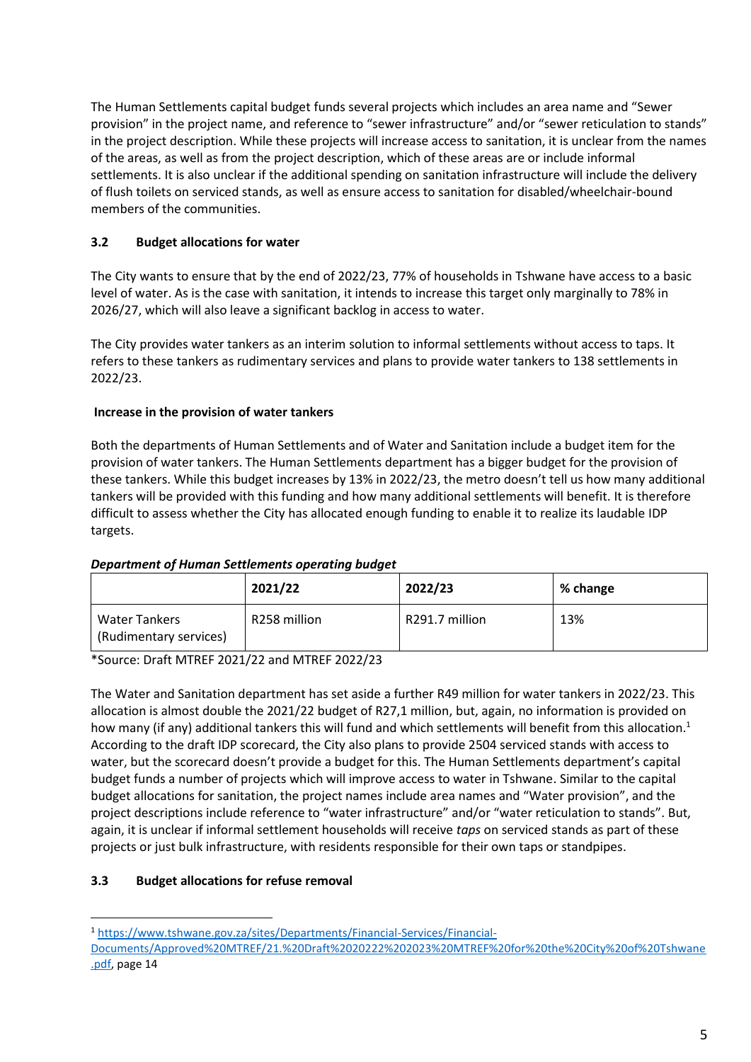The Human Settlements capital budget funds several projects which includes an area name and "Sewer provision" in the project name, and reference to "sewer infrastructure" and/or "sewer reticulation to stands" in the project description. While these projects will increase access to sanitation, it is unclear from the names of the areas, as well as from the project description, which of these areas are or include informal settlements. It is also unclear if the additional spending on sanitation infrastructure will include the delivery of flush toilets on serviced stands, as well as ensure access to sanitation for disabled/wheelchair-bound members of the communities.

### 3.2 Budget allocations for water

The City wants to ensure that by the end of 2022/23, 77% of households in Tshwane have access to a basic level of water. As is the case with sanitation, it intends to increase this target only marginally to 78% in 2026/27, which will also leave a significant backlog in access to water.

The City provides water tankers as an interim solution to informal settlements without access to taps. It refers to these tankers as rudimentary services and plans to provide water tankers to 138 settlements in 2022/23.

**Increase in the provision of water tankers**

Both the departments of Human Settlements and of Water and Sanitation include a budget item for the provision of water tankers. The Human Settlements department has a bigger budget for the provision of these tankers. While this budget increases by 13% in 2022/23, the metro doesn't tell us how many additional tankers will be provided with this funding and how many additional settlements will benefit. It is therefore difficult to assess whether the City has allocated enough funding to enable it to realize its laudable IDP targets.

***Department of Human Settlements operating budget***

| | 2021/22 | 2022/23 | % change |
|---|---|---|---|
| Water Tankers (Rudimentary services) | R258 million | R291.7 million | 13% |

*Source: Draft MTREF 2021/22 and MTREF 2022/23

The Water and Sanitation department has set aside a further R49 million for water tankers in 2022/23. This allocation is almost double the 2021/22 budget of R27,1 million, but, again, no information is provided on how many (if any) additional tankers this will fund and which settlements will benefit from this allocation.[1] According to the draft IDP scorecard, the City also plans to provide 2504 serviced stands with access to water, but the scorecard doesn't provide a budget for this. The Human Settlements department's capital budget funds a number of projects which will improve access to water in Tshwane. Similar to the capital budget allocations for sanitation, the project names include area names and "Water provision", and the project descriptions include reference to "water infrastructure" and/or "water reticulation to stands". But, again, it is unclear if informal settlement households will receive *taps* on serviced stands as part of these projects or just bulk infrastructure, with residents responsible for their own taps or standpipes.

### 3.3 Budget allocations for refuse removal

[1] https://www.tshwane.gov.za/sites/Departments/Financial-Services/Financial-Documents/Approved%20MTREF/21.%20Draft%202022%202023%20MTREF%20for%20the%20City%20of%20Tshwane.pdf, page 14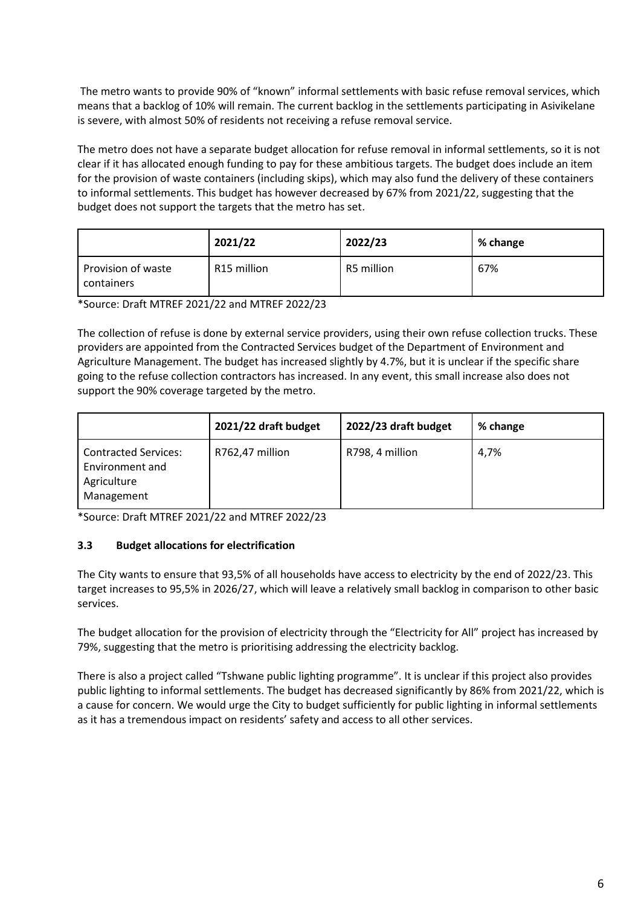The metro wants to provide 90% of "known" informal settlements with basic refuse removal services, which means that a backlog of 10% will remain. The current backlog in the settlements participating in Asivikelane is severe, with almost 50% of residents not receiving a refuse removal service.

The metro does not have a separate budget allocation for refuse removal in informal settlements, so it is not clear if it has allocated enough funding to pay for these ambitious targets. The budget does include an item for the provision of waste containers (including skips), which may also fund the delivery of these containers to informal settlements. This budget has however decreased by 67% from 2021/22, suggesting that the budget does not support the targets that the metro has set.

| | 2021/22 | 2022/23 | % change |
|---|---|---|---|
| Provision of waste containers | R15 million | R5 million | 67% |

*Source: Draft MTREF 2021/22 and MTREF 2022/23

The collection of refuse is done by external service providers, using their own refuse collection trucks. These providers are appointed from the Contracted Services budget of the Department of Environment and Agriculture Management. The budget has increased slightly by 4.7%, but it is unclear if the specific share going to the refuse collection contractors has increased. In any event, this small increase also does not support the 90% coverage targeted by the metro.

| | 2021/22 draft budget | 2022/23 draft budget | % change |
|---|---|---|---|
| Contracted Services: Environment and Agriculture Management | R762,47 million | R798, 4 million | 4,7% |

*Source: Draft MTREF 2021/22 and MTREF 2022/23

### 3.3 Budget allocations for electrification

The City wants to ensure that 93,5% of all households have access to electricity by the end of 2022/23. This target increases to 95,5% in 2026/27, which will leave a relatively small backlog in comparison to other basic services.

The budget allocation for the provision of electricity through the "Electricity for All" project has increased by 79%, suggesting that the metro is prioritising addressing the electricity backlog.

There is also a project called "Tshwane public lighting programme". It is unclear if this project also provides public lighting to informal settlements. The budget has decreased significantly by 86% from 2021/22, which is a cause for concern. We would urge the City to budget sufficiently for public lighting in informal settlements as it has a tremendous impact on residents' safety and access to all other services.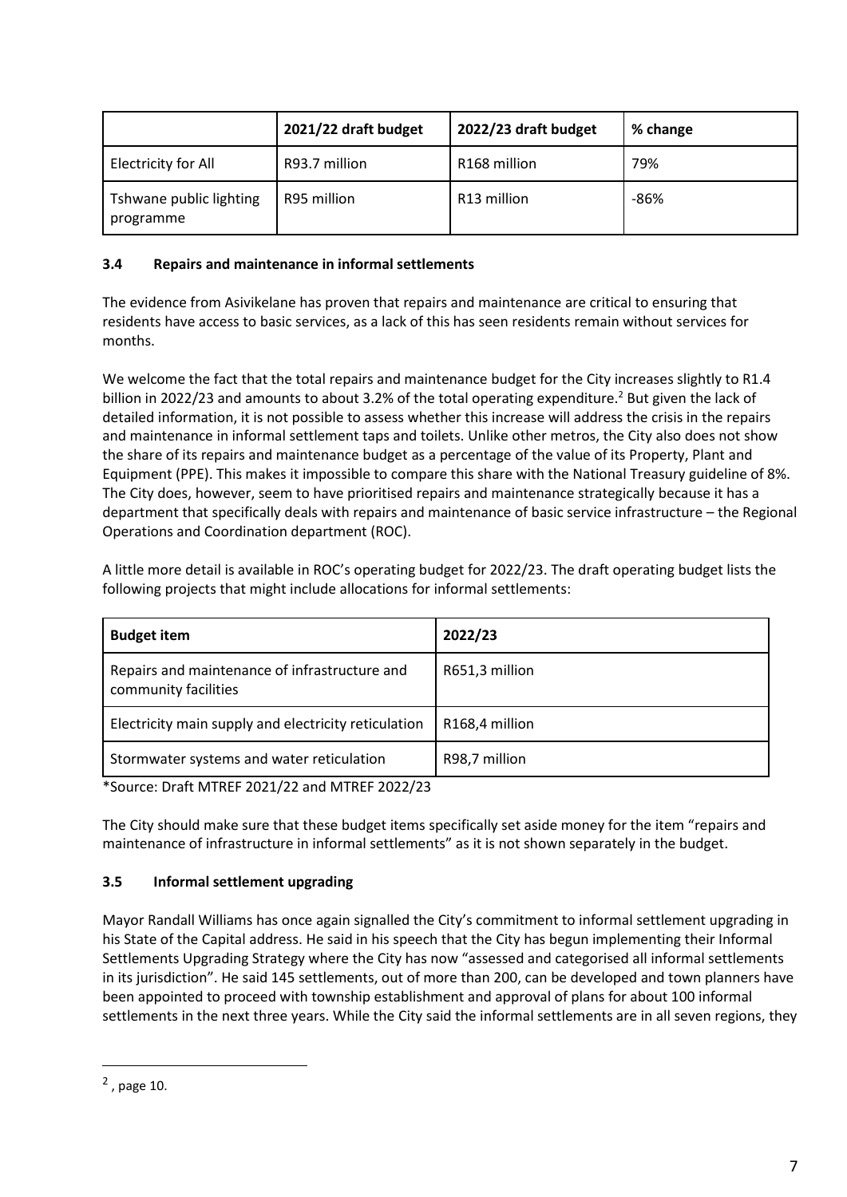| | 2021/22 draft budget | 2022/23 draft budget | % change |
|---|---|---|---|
| Electricity for All | R93.7 million | R168 million | 79% |
| Tshwane public lighting programme | R95 million | R13 million | -86% |

### 3.4 Repairs and maintenance in informal settlements

The evidence from Asivikelane has proven that repairs and maintenance are critical to ensuring that residents have access to basic services, as a lack of this has seen residents remain without services for months.

We welcome the fact that the total repairs and maintenance budget for the City increases slightly to R1.4 billion in 2022/23 and amounts to about 3.2% of the total operating expenditure.[2] But given the lack of detailed information, it is not possible to assess whether this increase will address the crisis in the repairs and maintenance in informal settlement taps and toilets. Unlike other metros, the City also does not show the share of its repairs and maintenance budget as a percentage of the value of its Property, Plant and Equipment (PPE). This makes it impossible to compare this share with the National Treasury guideline of 8%. The City does, however, seem to have prioritised repairs and maintenance strategically because it has a department that specifically deals with repairs and maintenance of basic service infrastructure – the Regional Operations and Coordination department (ROC).

A little more detail is available in ROC's operating budget for 2022/23. The draft operating budget lists the following projects that might include allocations for informal settlements:

| Budget item | 2022/23 |
|---|---|
| Repairs and maintenance of infrastructure and community facilities | R651,3 million |
| Electricity main supply and electricity reticulation | R168,4 million |
| Stormwater systems and water reticulation | R98,7 million |

*Source: Draft MTREF 2021/22 and MTREF 2022/23

The City should make sure that these budget items specifically set aside money for the item "repairs and maintenance of infrastructure in informal settlements" as it is not shown separately in the budget.

### 3.5 Informal settlement upgrading

Mayor Randall Williams has once again signalled the City's commitment to informal settlement upgrading in his State of the Capital address. He said in his speech that the City has begun implementing their Informal Settlements Upgrading Strategy where the City has now "assessed and categorised all informal settlements in its jurisdiction". He said 145 settlements, out of more than 200, can be developed and town planners have been appointed to proceed with township establishment and approval of plans for about 100 informal settlements in the next three years. While the City said the informal settlements are in all seven regions, they

[2] , page 10.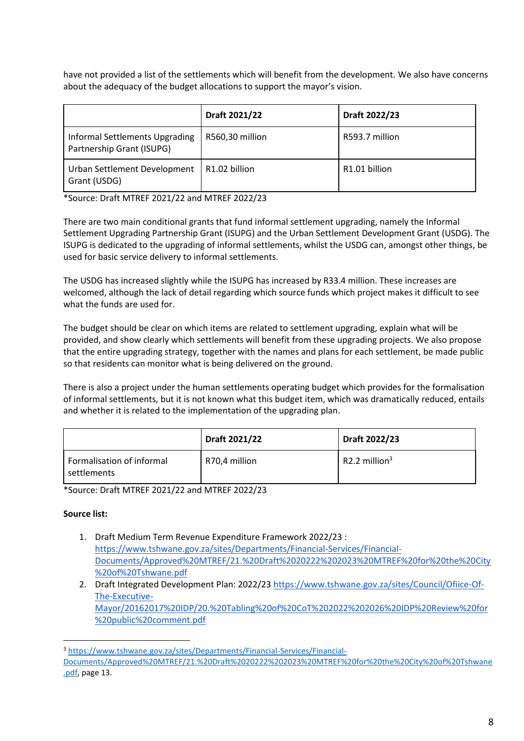have not provided a list of the settlements which will benefit from the development. We also have concerns about the adequacy of the budget allocations to support the mayor's vision.

| | **Draft 2021/22** | **Draft 2022/23** |
|---|---|---|
| Informal Settlements Upgrading Partnership Grant (ISUPG) | R560,30 million | R593.7 million |
| Urban Settlement Development Grant (USDG) | R1.02 billion | R1.01 billion |

*Source: Draft MTREF 2021/22 and MTREF 2022/23

There are two main conditional grants that fund informal settlement upgrading, namely the Informal Settlement Upgrading Partnership Grant (ISUPG) and the Urban Settlement Development Grant (USDG). The ISUPG is dedicated to the upgrading of informal settlements, whilst the USDG can, amongst other things, be used for basic service delivery to informal settlements.

The USDG has increased slightly while the ISUPG has increased by R33.4 million. These increases are welcomed, although the lack of detail regarding which source funds which project makes it difficult to see what the funds are used for.

The budget should be clear on which items are related to settlement upgrading, explain what will be provided, and show clearly which settlements will benefit from these upgrading projects. We also propose that the entire upgrading strategy, together with the names and plans for each settlement, be made public so that residents can monitor what is being delivered on the ground.

There is also a project under the human settlements operating budget which provides for the formalisation of informal settlements, but it is not known what this budget item, which was dramatically reduced, entails and whether it is related to the implementation of the upgrading plan.

| | **Draft 2021/22** | **Draft 2022/23** |
|---|---|---|
| Formalisation of informal settlements | R70,4 million | R2.2 million[3] |

*Source: Draft MTREF 2021/22 and MTREF 2022/23

**Source list:**

1. Draft Medium Term Revenue Expenditure Framework 2022/23 : https://www.tshwane.gov.za/sites/Departments/Financial-Services/Financial-Documents/Approved%20MTREF/21.%20Draft%2020222%202023%20MTREF%20for%20the%20City%20of%20Tshwane.pdf
2. Draft Integrated Development Plan: 2022/23 https://www.tshwane.gov.za/sites/Council/Ofiice-Of-The-Executive-Mayor/20162017%20IDP/20.%20Tabling%20of%20CoT%202022%202026%20IDP%20Review%20for%20public%20comment.pdf

[3] https://www.tshwane.gov.za/sites/Departments/Financial-Services/Financial-Documents/Approved%20MTREF/21.%20Draft%2020222%202023%20MTREF%20for%20the%20City%20of%20Tshwane.pdf, page 13.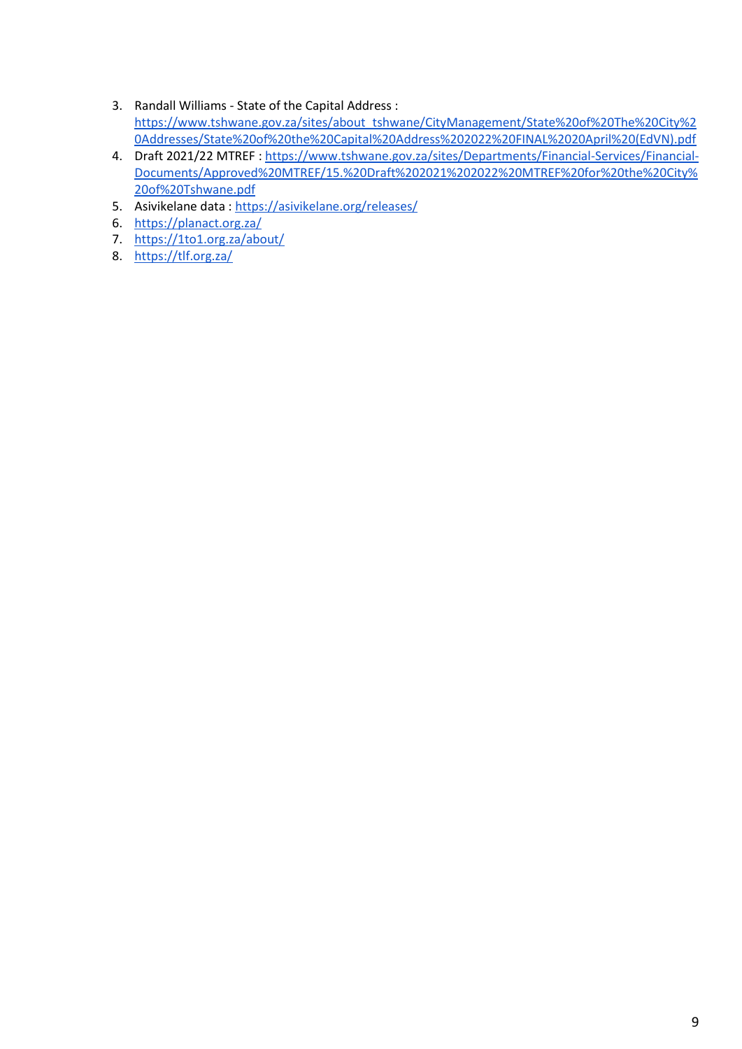3. Randall Williams - State of the Capital Address : https://www.tshwane.gov.za/sites/about_tshwane/CityManagement/State%20of%20The%20City%20Addresses/State%20of%20the%20Capital%20Address%202022%20FINAL%2020April%20(EdVN).pdf
4. Draft 2021/22 MTREF : https://www.tshwane.gov.za/sites/Departments/Financial-Services/Financial-Documents/Approved%20MTREF/15.%20Draft%202021%202022%20MTREF%20for%20the%20City%20of%20Tshwane.pdf
5. Asivikelane data : https://asivikelane.org/releases/
6. https://planact.org.za/
7. https://1to1.org.za/about/
8. https://tlf.org.za/